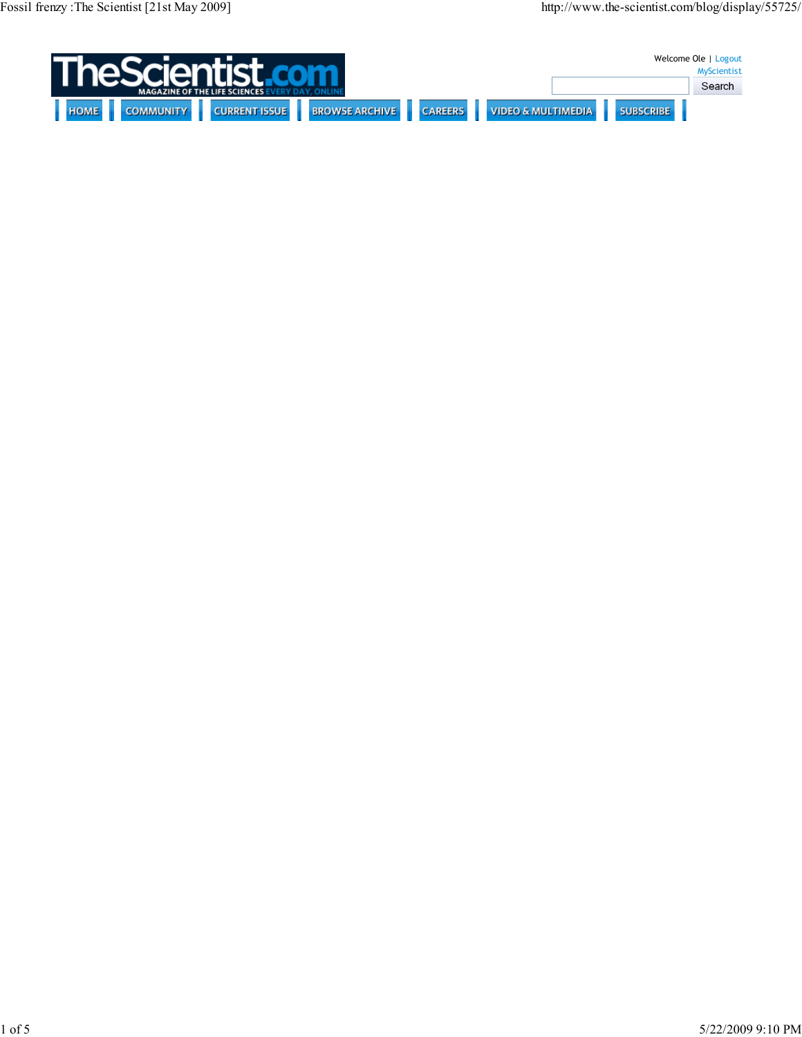TheScientist.com

MAGAZINE OF THE LIFE SCIENCES EVERY DAY, ONLINE

Welcome Ole | Logout

MyScientist

Search

HOME | COMMUNITY | CURRENT ISSUE | BROWSE ARCHIVE | CAREERS | VIDEO & MULTIMEDIA | SUBSCRIBE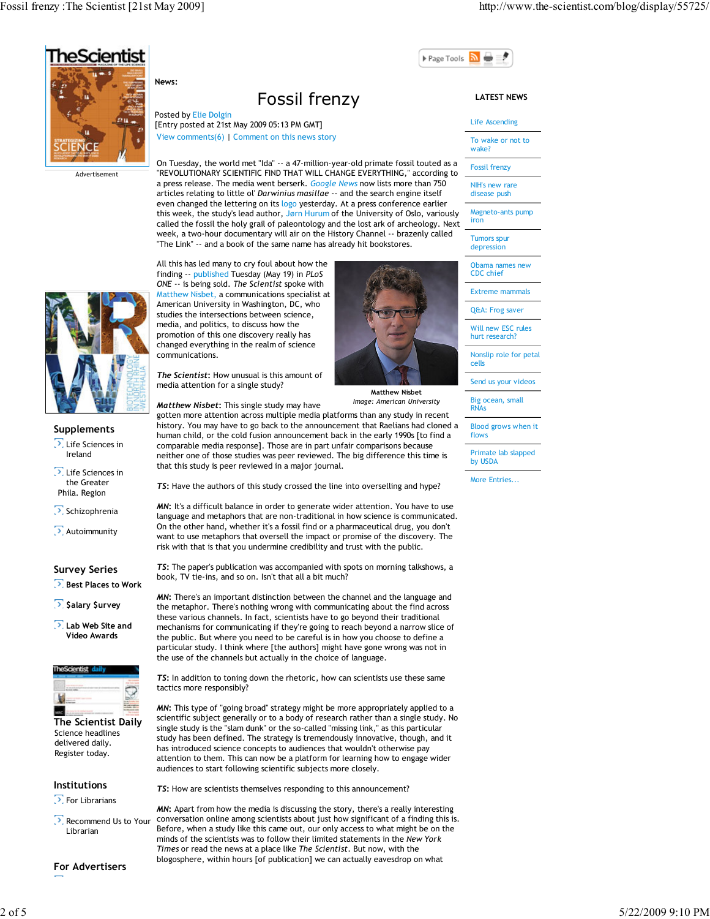News:

# Fossil frenzy

Posted by Elie Dolgin

[Entry posted at 21st May 2009 05:13 PM GMT]

View comments(6) | Comment on this news story

On Tuesday, the world met "Ida" -- a 47-million-year-old primate fossil touted as a "REVOLUTIONARY SCIENTIFIC FIND THAT WILL CHANGE EVERYTHING," according to a press release. The media went berserk. *Google News* now lists more than 750 articles relating to little ol' *Darwinius masillae* -- and the search engine itself even changed the lettering on its logo yesterday. At a press conference earlier this week, the study's lead author, Jørn Hurum of the University of Oslo, variously called the fossil the holy grail of paleontology and the lost ark of archeology. Next week, a two-hour documentary will air on the History Channel -- brazenly called "The Link" -- and a book of the same name has already hit bookstores.

All this has led many to cry foul about how the finding -- published Tuesday (May 19) in *PLoS ONE* -- is being sold. *The Scientist* spoke with Matthew Nisbet, a communications specialist at American University in Washington, DC, who studies the intersections between science, media, and politics, to discuss how the promotion of this one discovery really has changed everything in the realm of science communications.

Matthew Nisbet
*Image: American University*

***The Scientist***: How unusual is this amount of media attention for a single study?

***Matthew Nisbet***: This single study may have gotten more attention across multiple media platforms than any study in recent history. You may have to go back to the announcement that Raelians had cloned a human child, or the cold fusion announcement back in the early 1990s [to find a comparable media response]. Those are in part unfair comparisons because neither one of those studies was peer reviewed. The big difference this time is that this study is peer reviewed in a major journal.

***TS***: Have the authors of this study crossed the line into overselling and hype?

***MN***: It's a difficult balance in order to generate wider attention. You have to use language and metaphors that are non-traditional in how science is communicated. On the other hand, whether it's a fossil find or a pharmaceutical drug, you don't want to use metaphors that oversell the impact or promise of the discovery. The risk with that is that you undermine credibility and trust with the public.

***TS***: The paper's publication was accompanied with spots on morning talkshows, a book, TV tie-ins, and so on. Isn't that all a bit much?

***MN***: There's an important distinction between the channel and the language and the metaphor. There's nothing wrong with communicating about the find across these various channels. In fact, scientists have to go beyond their traditional mechanisms for communicating if they're going to reach beyond a narrow slice of the public. But where you need to be careful is in how you choose to define a particular study. I think where [the authors] might have gone wrong was not in the use of the channels but actually in the choice of language.

***TS***: In addition to toning down the rhetoric, how can scientists use these same tactics more responsibly?

***MN***: This type of "going broad" strategy might be more appropriately applied to a scientific subject generally or to a body of research rather than a single study. No single study is the "slam dunk" or the so-called "missing link," as this particular study has been defined. The strategy is tremendously innovative, though, and it has introduced science concepts to audiences that wouldn't otherwise pay attention to them. This can now be a platform for learning how to engage wider audiences to start following scientific subjects more closely.

***TS***: How are scientists themselves responding to this announcement?

***MN***: Apart from how the media is discussing the story, there's a really interesting conversation online among scientists about just how significant of a finding this is. Before, when a study like this came out, our only access to what might be on the minds of the scientists was to follow their limited statements in the *New York Times* or read the news at a place like *The Scientist*. But now, with the blogosphere, within hours [of publication] we can actually eavesdrop on what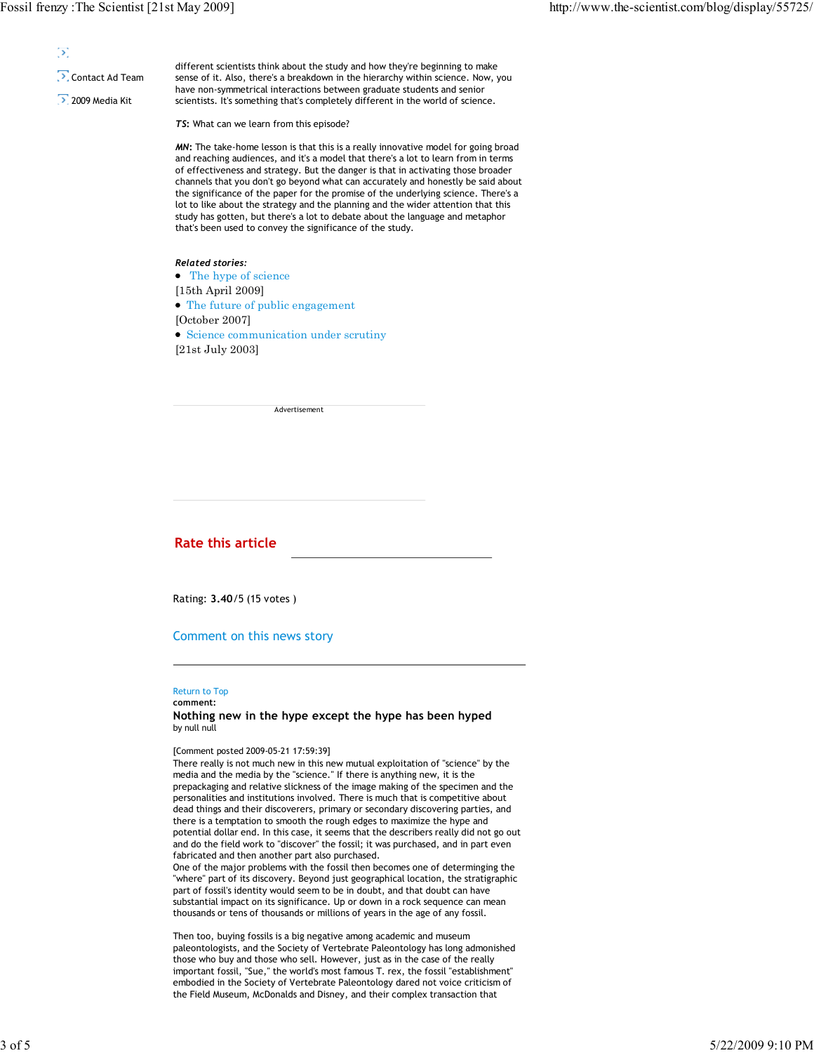Contact Ad Team

2009 Media Kit

different scientists think about the study and how they're beginning to make sense of it. Also, there's a breakdown in the hierarchy within science. Now, you have non-symmetrical interactions between graduate students and senior scientists. It's something that's completely different in the world of science.

***TS*:** What can we learn from this episode?

***MN*:** The take-home lesson is that this is a really innovative model for going broad and reaching audiences, and it's a model that there's a lot to learn from in terms of effectiveness and strategy. But the danger is that in activating those broader channels that you don't go beyond what can accurately and honestly be said about the significance of the paper for the promise of the underlying science. There's a lot to like about the strategy and the planning and the wider attention that this study has gotten, but there's a lot to debate about the language and metaphor that's been used to convey the significance of the study.

***Related stories:***

- The hype of science
[15th April 2009]
- The future of public engagement
[October 2007]
- Science communication under scrutiny
[21st July 2003]

Advertisement

## Rate this article

Rating: **3.40**/5 (15 votes )

Comment on this news story

Return to Top

**comment:**

**Nothing new in the hype except the hype has been hyped**

by null null

[Comment posted 2009-05-21 17:59:39]

There really is not much new in this new mutual exploitation of "science" by the media and the media by the "science." If there is anything new, it is the prepackaging and relative slickness of the image making of the specimen and the personalities and institutions involved. There is much that is competitive about dead things and their discoverers, primary or secondary discovering parties, and there is a temptation to smooth the rough edges to maximize the hype and potential dollar end. In this case, it seems that the describers really did not go out and do the field work to "discover" the fossil; it was purchased, and in part even fabricated and then another part also purchased.

One of the major problems with the fossil then becomes one of determinging the "where" part of its discovery. Beyond just geographical location, the stratigraphic part of fossil's identity would seem to be in doubt, and that doubt can have substantial impact on its significance. Up or down in a rock sequence can mean thousands or tens of thousands or millions of years in the age of any fossil.

Then too, buying fossils is a big negative among academic and museum paleontologists, and the Society of Vertebrate Paleontology has long admonished those who buy and those who sell. However, just as in the case of the really important fossil, "Sue," the world's most famous T. rex, the fossil "establishment" embodied in the Society of Vertebrate Paleontology dared not voice criticism of the Field Museum, McDonalds and Disney, and their complex transaction that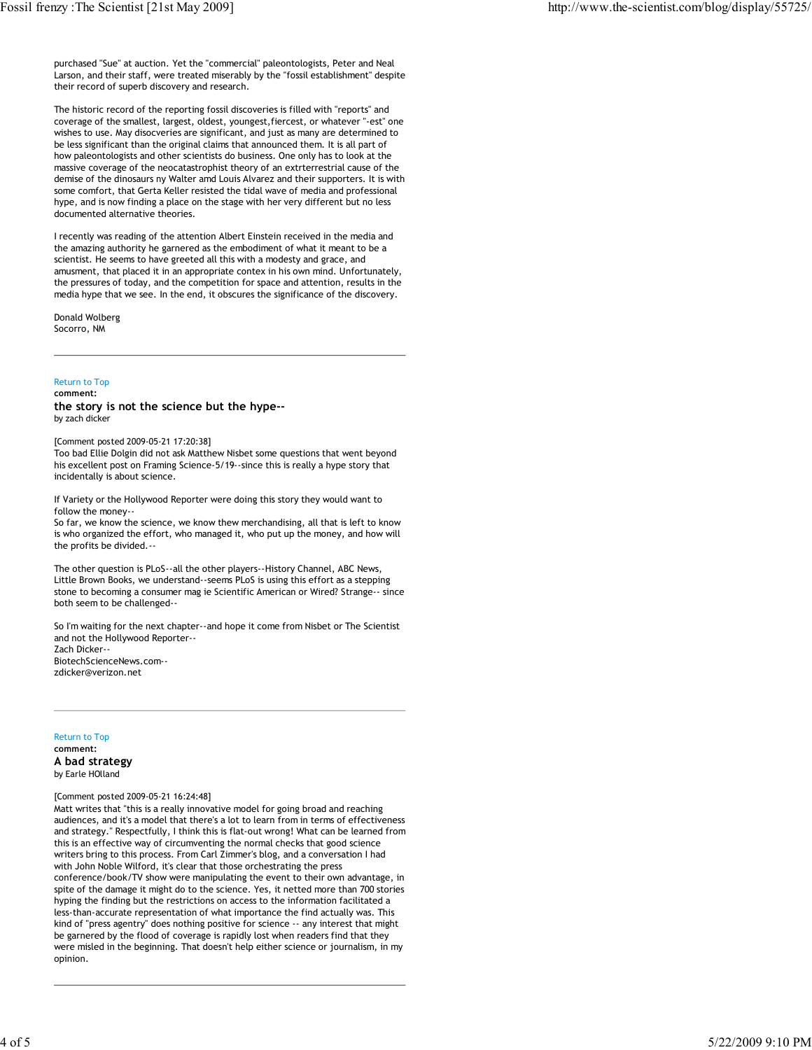purchased "Sue" at auction. Yet the "commercial" paleontologists, Peter and Neal Larson, and their staff, were treated miserably by the "fossil establishment" despite their record of superb discovery and research.

The historic record of the reporting fossil discoveries is filled with "reports" and coverage of the smallest, largest, oldest, youngest,fiercest, or whatever "-est" one wishes to use. May disocveries are significant, and just as many are determined to be less significant than the original claims that announced them. It is all part of how paleontologists and other scientists do business. One only has to look at the massive coverage of the neocatastrophist theory of an extrterrestrial cause of the demise of the dinosaurs ny Walter amd Louis Alvarez and their supporters. It is with some comfort, that Gerta Keller resisted the tidal wave of media and professional hype, and is now finding a place on the stage with her very different but no less documented alternative theories.

I recently was reading of the attention Albert Einstein received in the media and the amazing authority he garnered as the embodiment of what it meant to be a scientist. He seems to have greeted all this with a modesty and grace, and amusment, that placed it in an appropriate contex in his own mind. Unfortunately, the pressures of today, and the competition for space and attention, results in the media hype that we see. In the end, it obscures the significance of the discovery.

Donald Wolberg
Socorro, NM

---

Return to Top
**comment:**

### the story is not the science but the hype--

by zach dicker

[Comment posted 2009-05-21 17:20:38]
Too bad Ellie Dolgin did not ask Matthew Nisbet some questions that went beyond his excellent post on Framing Science-5/19--since this is really a hype story that incidentally is about science.

If Variety or the Hollywood Reporter were doing this story they would want to follow the money--
So far, we know the science, we know thew merchandising, all that is left to know is who organized the effort, who managed it, who put up the money, and how will the profits be divided.--

The other question is PLoS--all the other players--History Channel, ABC News, Little Brown Books, we understand--seems PLoS is using this effort as a stepping stone to becoming a consumer mag ie Scientific American or Wired? Strange-- since both seem to be challenged--

So I'm waiting for the next chapter--and hope it come from Nisbet or The Scientist and not the Hollywood Reporter--
Zach Dicker--
BiotechScienceNews.com--
zdicker@verizon.net

---

Return to Top
**comment:**

### A bad strategy

by Earle HOlland

[Comment posted 2009-05-21 16:24:48]
Matt writes that "this is a really innovative model for going broad and reaching audiences, and it's a model that there's a lot to learn from in terms of effectiveness and strategy." Respectfully, I think this is flat-out wrong! What can be learned from this is an effective way of circumventing the normal checks that good science writers bring to this process. From Carl Zimmer's blog, and a conversation I had with John Noble Wilford, it's clear that those orchestrating the press conference/book/TV show were manipulating the event to their own advantage, in spite of the damage it might do to the science. Yes, it netted more than 700 stories hyping the finding but the restrictions on access to the information facilitated a less-than-accurate representation of what importance the find actually was. This kind of "press agentry" does nothing positive for science -- any interest that might be garnered by the flood of coverage is rapidly lost when readers find that they were misled in the beginning. That doesn't help either science or journalism, in my opinion.

---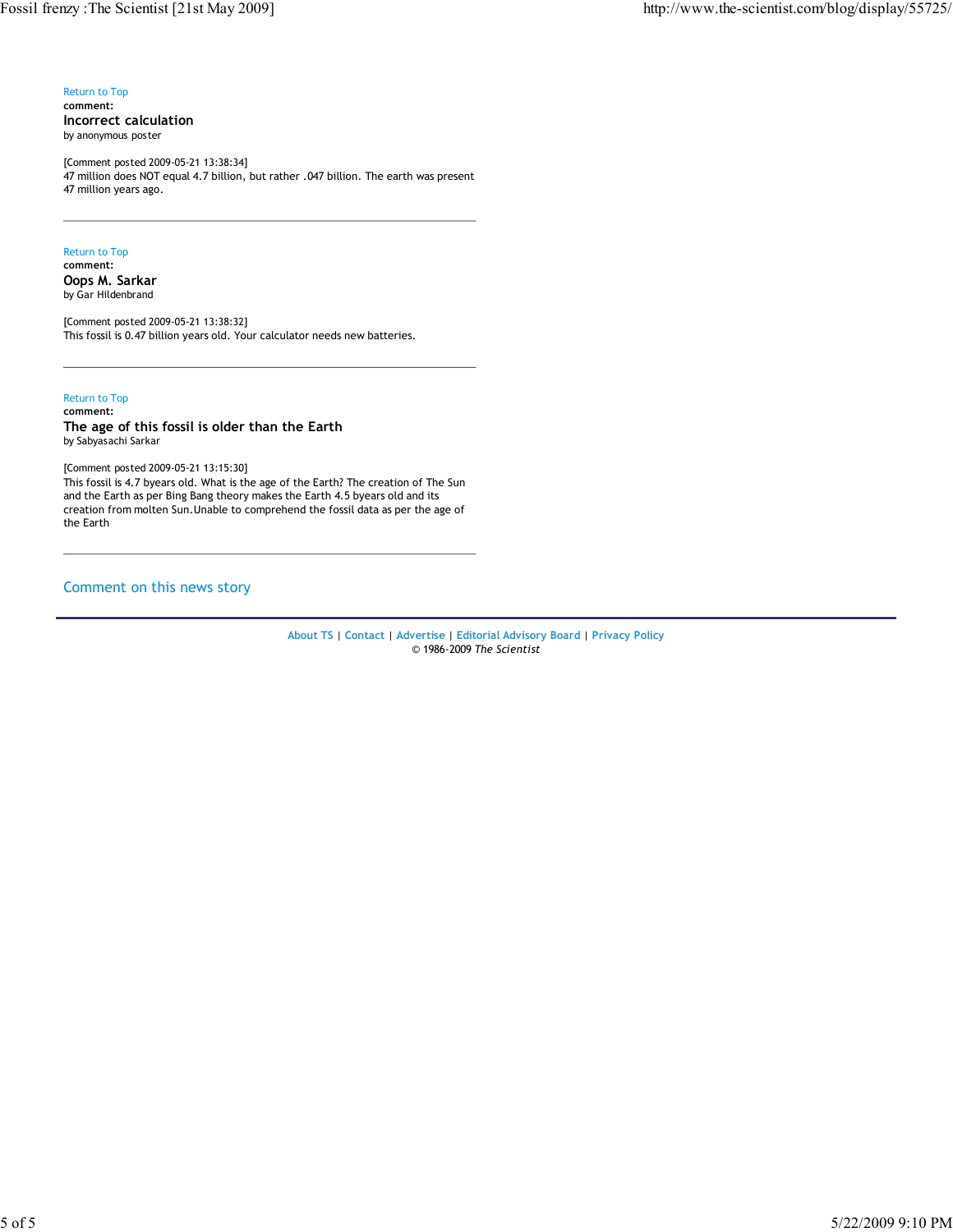Return to Top

**comment:**

### Incorrect calculation

by anonymous poster

[Comment posted 2009-05-21 13:38:34]
47 million does NOT equal 4.7 billion, but rather .047 billion. The earth was present 47 million years ago.

---

Return to Top

**comment:**

### Oops M. Sarkar

by Gar Hildenbrand

[Comment posted 2009-05-21 13:38:32]
This fossil is 0.47 billion years old. Your calculator needs new batteries.

---

Return to Top

**comment:**

### The age of this fossil is older than the Earth

by Sabyasachi Sarkar

[Comment posted 2009-05-21 13:15:30]
This fossil is 4.7 byears old. What is the age of the Earth? The creation of The Sun and the Earth as per Bing Bang theory makes the Earth 4.5 byears old and its creation from molten Sun.Unable to comprehend the fossil data as per the age of the Earth

---

Comment on this news story

---

About TS | Contact | Advertise | Editorial Advisory Board | Privacy Policy
© 1986-2009 *The Scientist*